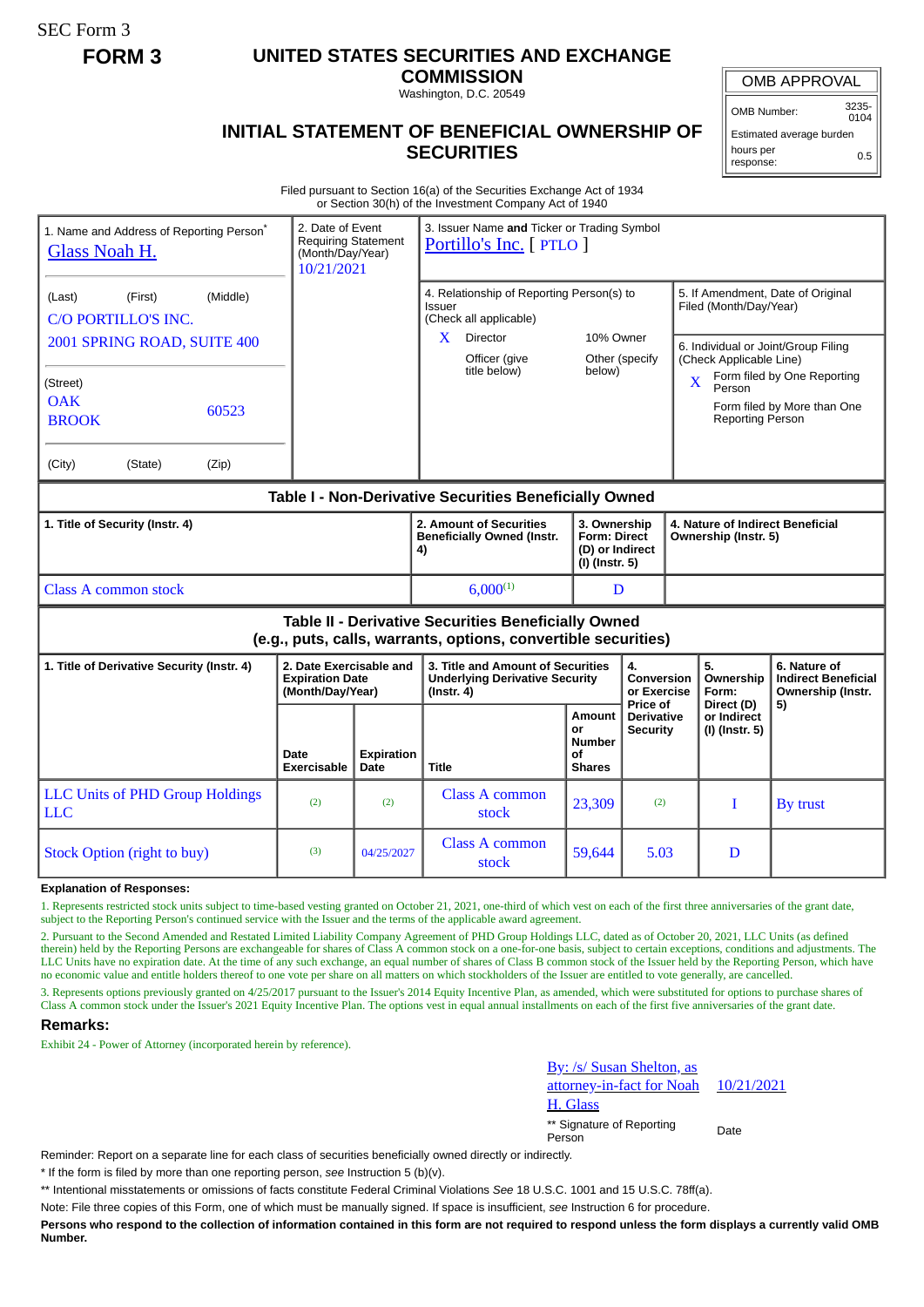SEC Form 3

**FORM 3**

# UNITED STATES SECURITIES AND EXCHANGE COMMISSION

Washington, D.C. 20549

## INITIAL STATEMENT OF BENEFICIAL OWNERSHIP OF SECURITIES

| OMB APPROVAL | |
|---|---|
| OMB Number: | 3235-0104 |
| Estimated average burden | |
| hours per response: | 0.5 |

Filed pursuant to Section 16(a) of the Securities Exchange Act of 1934
or Section 30(h) of the Investment Company Act of 1940

| 1. Name and Address of Reporting Person* | 2. Date of Event Requiring Statement (Month/Day/Year) | 3. Issuer Name and Ticker or Trading Symbol |
|---|---|---|
| Glass Noah H. | 10/21/2021 | Portillo's Inc. [ PTLO ] |
| (Last) (First) (Middle)<br>C/O PORTILLO'S INC.<br>2001 SPRING ROAD, SUITE 400 | | 4. Relationship of Reporting Person(s) to Issuer (Check all applicable)<br>X Director<br>10% Owner<br>Officer (give title below)<br>Other (specify below) |
| (Street)<br>OAK BROOK 60523 | | 5. If Amendment, Date of Original Filed (Month/Day/Year) |
| (City) (State) (Zip) | | 6. Individual or Joint/Group Filing (Check Applicable Line)<br>X Form filed by One Reporting Person<br>Form filed by More than One Reporting Person |

### Table I - Non-Derivative Securities Beneficially Owned

| 1. Title of Security (Instr. 4) | 2. Amount of Securities Beneficially Owned (Instr. 4) | 3. Ownership Form: Direct (D) or Indirect (I) (Instr. 5) | 4. Nature of Indirect Beneficial Ownership (Instr. 5) |
|---|---|---|---|
| Class A common stock | 6,000[(1)] | D | |

### Table II - Derivative Securities Beneficially Owned (e.g., puts, calls, warrants, options, convertible securities)

| 1. Title of Derivative Security (Instr. 4) | 2. Date Exercisable and Expiration Date (Month/Day/Year) | | 3. Title and Amount of Securities Underlying Derivative Security (Instr. 4) | | 4. Conversion or Exercise Price of Derivative Security | 5. Ownership Form: Direct (D) or Indirect (I) (Instr. 5) | 6. Nature of Indirect Beneficial Ownership (Instr. 5) |
|---|---|---|---|---|---|---|---|
| | Date Exercisable | Expiration Date | Title | Amount or Number of Shares | | | |
| LLC Units of PHD Group Holdings LLC | (2) | (2) | Class A common stock | 23,309 | (2) | I | By trust |
| Stock Option (right to buy) | (3) | 04/25/2027 | Class A common stock | 59,644 | 5.03 | D | |

**Explanation of Responses:**

1. Represents restricted stock units subject to time-based vesting granted on October 21, 2021, one-third of which vest on each of the first three anniversaries of the grant date, subject to the Reporting Person's continued service with the Issuer and the terms of the applicable award agreement.

2. Pursuant to the Second Amended and Restated Limited Liability Company Agreement of PHD Group Holdings LLC, dated as of October 20, 2021, LLC Units (as defined therein) held by the Reporting Persons are exchangeable for shares of Class A common stock on a one-for-one basis, subject to certain exceptions, conditions and adjustments. The LLC Units have no expiration date. At the time of any such exchange, an equal number of shares of Class B common stock of the Issuer held by the Reporting Person, which have no economic value and entitle holders thereof to one vote per share on all matters on which stockholders of the Issuer are entitled to vote generally, are cancelled.

3. Represents options previously granted on 4/25/2017 pursuant to the Issuer's 2014 Equity Incentive Plan, as amended, which were substituted for options to purchase shares of Class A common stock under the Issuer's 2021 Equity Incentive Plan. The options vest in equal annual installments on each of the first five anniversaries of the grant date.

**Remarks:**

Exhibit 24 - Power of Attorney (incorporated herein by reference).

| By: /s/ Susan Shelton, as attorney-in-fact for Noah H. Glass | 10/21/2021 |
|---|---|
| ** Signature of Reporting Person | Date |

Reminder: Report on a separate line for each class of securities beneficially owned directly or indirectly.

\* If the form is filed by more than one reporting person, *see* Instruction 5 (b)(v).

** Intentional misstatements or omissions of facts constitute Federal Criminal Violations *See* 18 U.S.C. 1001 and 15 U.S.C. 78ff(a).

Note: File three copies of this Form, one of which must be manually signed. If space is insufficient, *see* Instruction 6 for procedure.

**Persons who respond to the collection of information contained in this form are not required to respond unless the form displays a currently valid OMB Number.**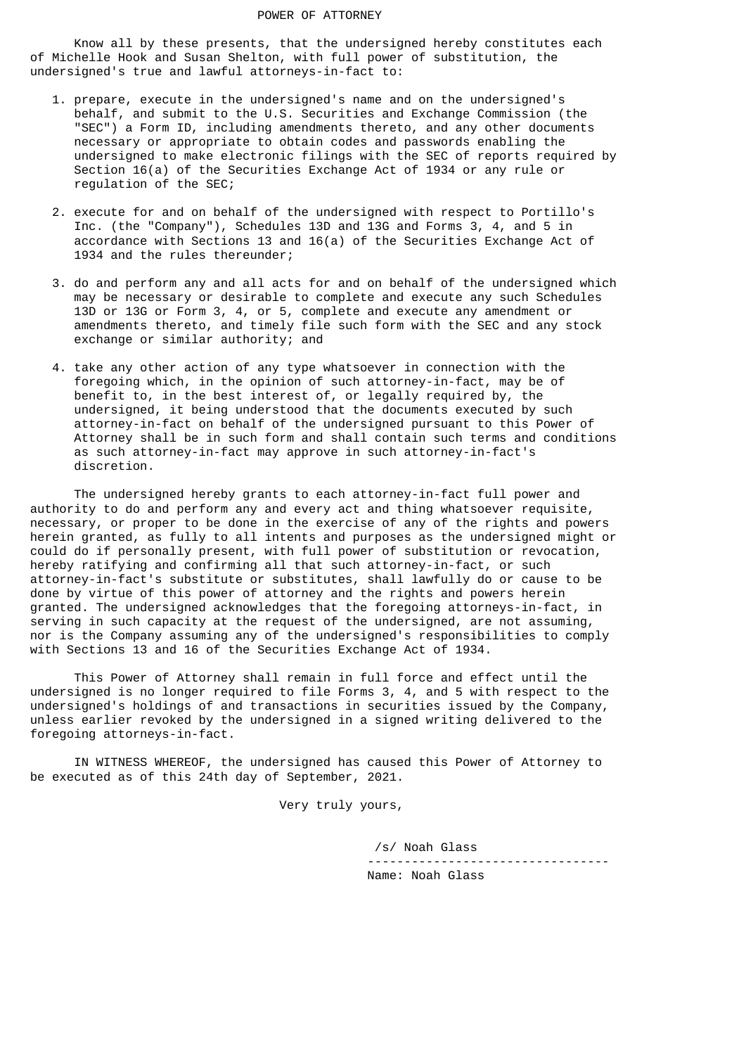# POWER OF ATTORNEY

Know all by these presents, that the undersigned hereby constitutes each of Michelle Hook and Susan Shelton, with full power of substitution, the undersigned's true and lawful attorneys-in-fact to:

1. prepare, execute in the undersigned's name and on the undersigned's behalf, and submit to the U.S. Securities and Exchange Commission (the "SEC") a Form ID, including amendments thereto, and any other documents necessary or appropriate to obtain codes and passwords enabling the undersigned to make electronic filings with the SEC of reports required by Section 16(a) of the Securities Exchange Act of 1934 or any rule or regulation of the SEC;

2. execute for and on behalf of the undersigned with respect to Portillo's Inc. (the "Company"), Schedules 13D and 13G and Forms 3, 4, and 5 in accordance with Sections 13 and 16(a) of the Securities Exchange Act of 1934 and the rules thereunder;

3. do and perform any and all acts for and on behalf of the undersigned which may be necessary or desirable to complete and execute any such Schedules 13D or 13G or Form 3, 4, or 5, complete and execute any amendment or amendments thereto, and timely file such form with the SEC and any stock exchange or similar authority; and

4. take any other action of any type whatsoever in connection with the foregoing which, in the opinion of such attorney-in-fact, may be of benefit to, in the best interest of, or legally required by, the undersigned, it being understood that the documents executed by such attorney-in-fact on behalf of the undersigned pursuant to this Power of Attorney shall be in such form and shall contain such terms and conditions as such attorney-in-fact may approve in such attorney-in-fact's discretion.

The undersigned hereby grants to each attorney-in-fact full power and authority to do and perform any and every act and thing whatsoever requisite, necessary, or proper to be done in the exercise of any of the rights and powers herein granted, as fully to all intents and purposes as the undersigned might or could do if personally present, with full power of substitution or revocation, hereby ratifying and confirming all that such attorney-in-fact, or such attorney-in-fact's substitute or substitutes, shall lawfully do or cause to be done by virtue of this power of attorney and the rights and powers herein granted. The undersigned acknowledges that the foregoing attorneys-in-fact, in serving in such capacity at the request of the undersigned, are not assuming, nor is the Company assuming any of the undersigned's responsibilities to comply with Sections 13 and 16 of the Securities Exchange Act of 1934.

This Power of Attorney shall remain in full force and effect until the undersigned is no longer required to file Forms 3, 4, and 5 with respect to the undersigned's holdings of and transactions in securities issued by the Company, unless earlier revoked by the undersigned in a signed writing delivered to the foregoing attorneys-in-fact.

IN WITNESS WHEREOF, the undersigned has caused this Power of Attorney to be executed as of this 24th day of September, 2021.

Very truly yours,

/s/ Noah Glass

---

Name: Noah Glass